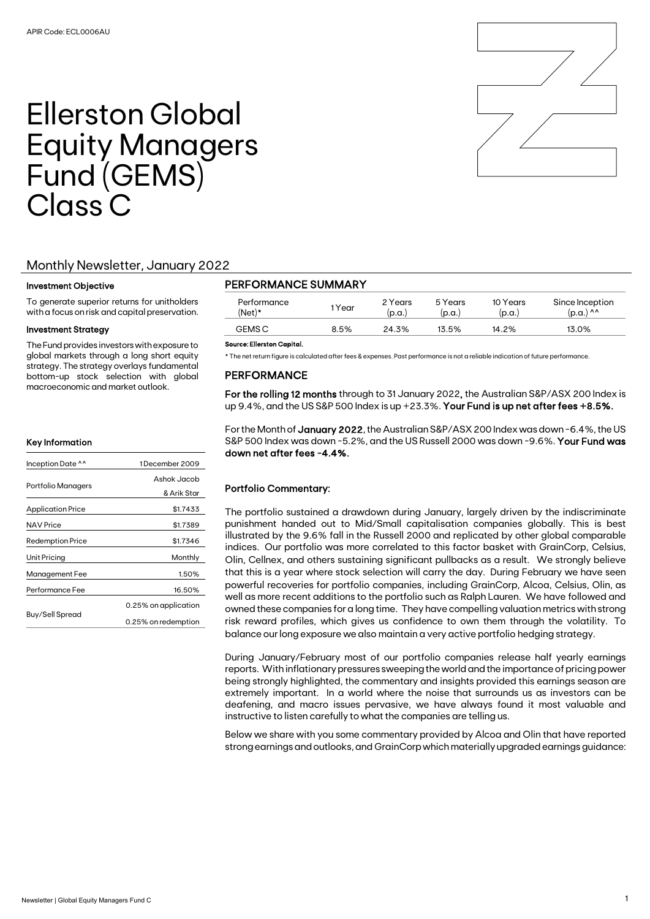APIR Code: ECL0006AU

# Ellerston Global Equity Managers Fund (GEMS) Class C

## Monthly Newsletter, January 2022

### Investment Objective

To generate superior returns for unitholders with a focus on risk and capital preservation.

### Investment Strategy

The Fund provides investors with exposure to global markets through a long short equity strategy. The strategy overlays fundamental bottom-up stock selection with global macroeconomic and market outlook.

### Key Information

| | |
|---|---|
| Inception Date ^^ | 1 December 2009 |
| Portfolio Managers | Ashok Jacob & Arik Star |
| Application Price | $1.7433 |
| NAV Price | $1.7389 |
| Redemption Price | $1.7346 |
| Unit Pricing | Monthly |
| Management Fee | 1.50% |
| Performance Fee | 16.50% |
| Buy/Sell Spread | 0.25% on application<br>0.25% on redemption |

## PERFORMANCE SUMMARY

| Performance (Net)* | 1 Year | 2 Years (p.a.) | 5 Years (p.a.) | 10 Years (p.a.) | Since Inception (p.a.) ^^ |
|---|---|---|---|---|---|
| GEMS C | 8.5% | 24.3% | 13.5% | 14.2% | 13.0% |

**Source: Ellerston Capital.**

* The net return figure is calculated after fees & expenses. Past performance is not a reliable indication of future performance.

## PERFORMANCE

**For the rolling 12 months** through to 31 January 2022**,** the Australian S&P/ASX 200 Index is up 9.4%, and the US S&P 500 Index is up +23.3%. **Your Fund is up net after fees +8.5%.**

For the Month of **January 2022**, the Australian S&P/ASX 200 Index was down -6.4%, the US S&P 500 Index was down -5.2%, and the US Russell 2000 was down -9.6%. **Your Fund was down net after fees -4.4%.**

### Portfolio Commentary:

The portfolio sustained a drawdown during January, largely driven by the indiscriminate punishment handed out to Mid/Small capitalisation companies globally. This is best illustrated by the 9.6% fall in the Russell 2000 and replicated by other global comparable indices. Our portfolio was more correlated to this factor basket with GrainCorp, Celsius, Olin, Cellnex, and others sustaining significant pullbacks as a result. We strongly believe that this is a year where stock selection will carry the day. During February we have seen powerful recoveries for portfolio companies, including GrainCorp, Alcoa, Celsius, Olin, as well as more recent additions to the portfolio such as Ralph Lauren. We have followed and owned these companies for a long time. They have compelling valuation metrics with strong risk reward profiles, which gives us confidence to own them through the volatility. To balance our long exposure we also maintain a very active portfolio hedging strategy.

During January/February most of our portfolio companies release half yearly earnings reports. With inflationary pressures sweeping the world and the importance of pricing power being strongly highlighted, the commentary and insights provided this earnings season are extremely important. In a world where the noise that surrounds us as investors can be deafening, and macro issues pervasive, we have always found it most valuable and instructive to listen carefully to what the companies are telling us.

Below we share with you some commentary provided by Alcoa and Olin that have reported strong earnings and outlooks, and GrainCorp which materially upgraded earnings guidance: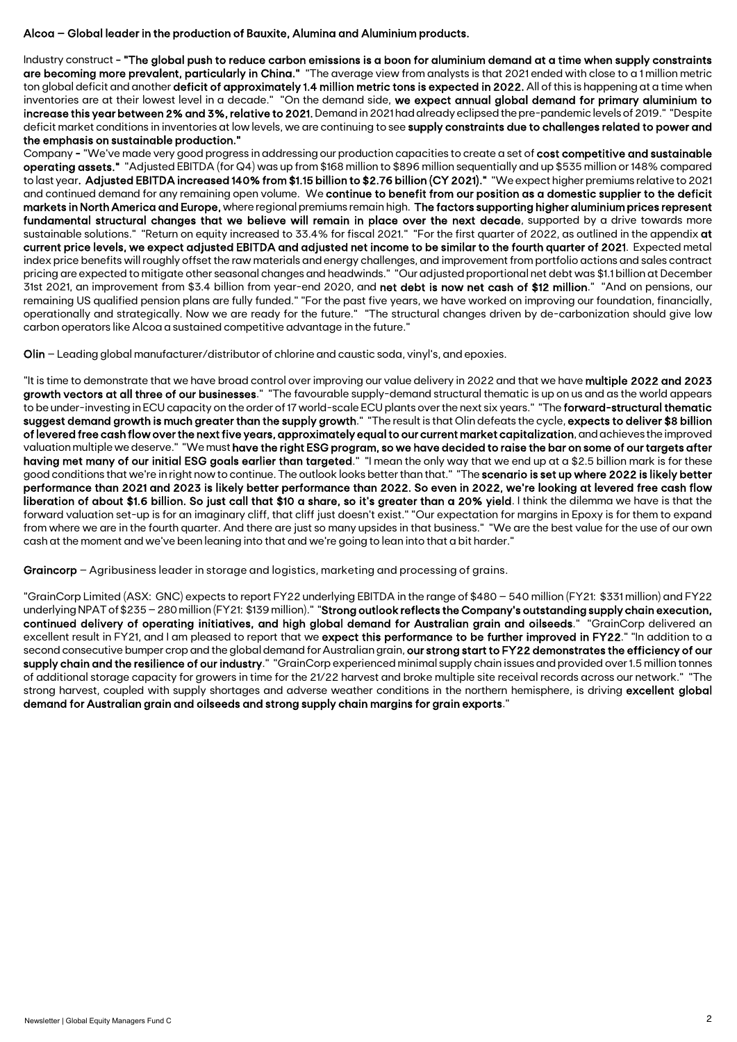**Alcoa – Global leader in the production of Bauxite, Alumina and Aluminium products.**

Industry construct - **"The global push to reduce carbon emissions is a boon for aluminium demand at a time when supply constraints are becoming more prevalent, particularly in China."** "The average view from analysts is that 2021 ended with close to a 1 million metric ton global deficit and another **deficit of approximately 1.4 million metric tons is expected in 2022.** All of this is happening at a time when inventories are at their lowest level in a decade." "On the demand side, **we expect annual global demand for primary aluminium to increase this year between 2% and 3%, relative to 2021.** Demand in 2021 had already eclipsed the pre-pandemic levels of 2019." "Despite deficit market conditions in inventories at low levels, we are continuing to see **supply constraints due to challenges related to power and the emphasis on sustainable production."**

Company - "We've made very good progress in addressing our production capacities to create a set of **cost competitive and sustainable operating assets."** "Adjusted EBITDA (for Q4) was up from $168 million to $896 million sequentially and up $535 million or 148% compared to last year. **Adjusted EBITDA increased 140% from $1.15 billion to $2.76 billion (CY 2021)."** "We expect higher premiums relative to 2021 and continued demand for any remaining open volume. We **continue to benefit from our position as a domestic supplier to the deficit markets in North America and Europe,** where regional premiums remain high. **The factors supporting higher aluminium prices represent fundamental structural changes that we believe will remain in place over the next decade**, supported by a drive towards more sustainable solutions." "Return on equity increased to 33.4% for fiscal 2021." "For the first quarter of 2022, as outlined in the appendix **at current price levels, we expect adjusted EBITDA and adjusted net income to be similar to the fourth quarter of 2021**. Expected metal index price benefits will roughly offset the raw materials and energy challenges, and improvement from portfolio actions and sales contract pricing are expected to mitigate other seasonal changes and headwinds." "Our adjusted proportional net debt was $1.1 billion at December 31st 2021, an improvement from $3.4 billion from year-end 2020, and **net debt is now net cash of $12 million**." "And on pensions, our remaining US qualified pension plans are fully funded." "For the past five years, we have worked on improving our foundation, financially, operationally and strategically. Now we are ready for the future." "The structural changes driven by de-carbonization should give low carbon operators like Alcoa a sustained competitive advantage in the future."

**Olin** – Leading global manufacturer/distributor of chlorine and caustic soda, vinyl's, and epoxies.

"It is time to demonstrate that we have broad control over improving our value delivery in 2022 and that we have **multiple 2022 and 2023 growth vectors at all three of our businesses**." "The favourable supply-demand structural thematic is up on us and as the world appears to be under-investing in ECU capacity on the order of 17 world-scale ECU plants over the next six years." "The **forward-structural thematic suggest demand growth is much greater than the supply growth**." "The result is that Olin defeats the cycle, **expects to deliver $8 billion of levered free cash flow over the next five years, approximately equal to our current market capitalization**, and achieves the improved valuation multiple we deserve." "We must **have the right ESG program, so we have decided to raise the bar on some of our targets after having met many of our initial ESG goals earlier than targeted**." "I mean the only way that we end up at a $2.5 billion mark is for these good conditions that we're in right now to continue. The outlook looks better than that." "The **scenario is set up where 2022 is likely better performance than 2021 and 2023 is likely better performance than 2022. So even in 2022, we're looking at levered free cash flow liberation of about $1.6 billion. So just call that $10 a share, so it's greater than a 20% yield**. I think the dilemma we have is that the forward valuation set-up is for an imaginary cliff, that cliff just doesn't exist." "Our expectation for margins in Epoxy is for them to expand from where we are in the fourth quarter. And there are just so many upsides in that business." "We are the best value for the use of our own cash at the moment and we've been leaning into that and we're going to lean into that a bit harder."

**Graincorp** – Agribusiness leader in storage and logistics, marketing and processing of grains.

"GrainCorp Limited (ASX: GNC) expects to report FY22 underlying EBITDA in the range of $480 – 540 million (FY21: $331 million) and FY22 underlying NPAT of $235 – 280 million (FY21: $139 million)." "**Strong outlook reflects the Company's outstanding supply chain execution, continued delivery of operating initiatives, and high global demand for Australian grain and oilseeds**." "GrainCorp delivered an excellent result in FY21, and I am pleased to report that we **expect this performance to be further improved in FY22**." "In addition to a second consecutive bumper crop and the global demand for Australian grain, **our strong start to FY22 demonstrates the efficiency of our supply chain and the resilience of our industry**." "GrainCorp experienced minimal supply chain issues and provided over 1.5 million tonnes of additional storage capacity for growers in time for the 21/22 harvest and broke multiple site receival records across our network." "The strong harvest, coupled with supply shortages and adverse weather conditions in the northern hemisphere, is driving **excellent global demand for Australian grain and oilseeds and strong supply chain margins for grain exports**."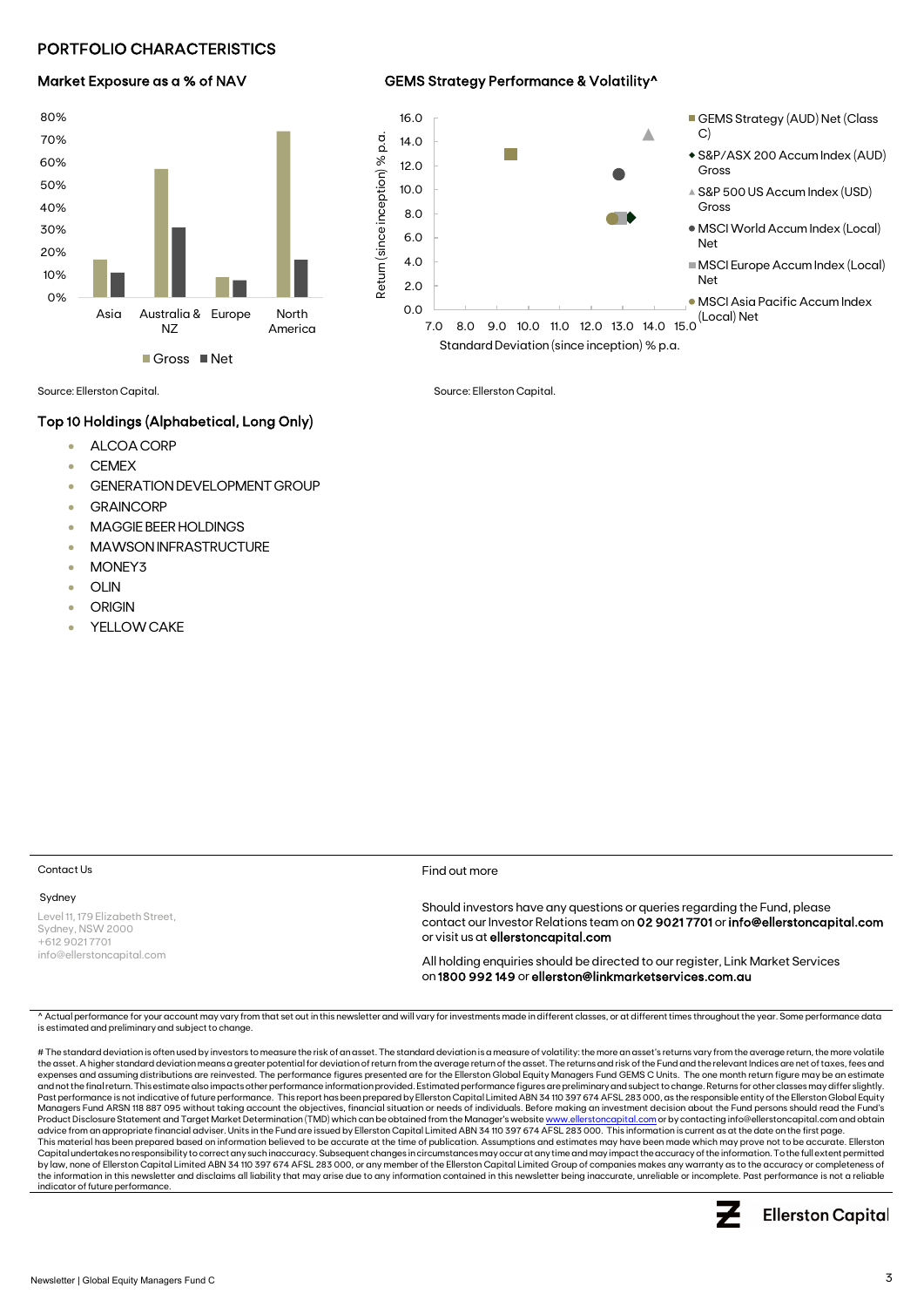## PORTFOLIO CHARACTERISTICS

### Market Exposure as a % of NAV

80%
70%
60%
50%
40%
30%
20%
10%
0%
Asia
Australia & NZ
Europe
North America
Gross
Net

Source: Ellerston Capital.

### GEMS Strategy Performance & Volatility^

Return (since inception) % p.a.
16.0
14.0
12.0
10.0
8.0
6.0
4.0
2.0
0.0
7.0 8.0 9.0 10.0 11.0 12.0 13.0 14.0 15.0
Standard Deviation (since inception) % p.a.

GEMS Strategy (AUD) Net (Class C)
S&P/ASX 200 Accum Index (AUD) Gross
S&P 500 US Accum Index (USD) Gross
MSCI World Accum Index (Local) Net
MSCI Europe Accum Index (Local) Net
MSCI Asia Pacific Accum Index (Local) Net

Source: Ellerston Capital.

### Top 10 Holdings (Alphabetical, Long Only)

- ALCOA CORP
- CEMEX
- GENERATION DEVELOPMENT GROUP
- GRAINCORP
- MAGGIE BEER HOLDINGS
- MAWSON INFRASTRUCTURE
- MONEY3
- OLIN
- ORIGIN
- YELLOW CAKE

Contact Us

Sydney

Level 11, 179 Elizabeth Street,
Sydney, NSW 2000
+612 9021 7701
info@ellerstoncapital.com

Find out more

Should investors have any questions or queries regarding the Fund, please contact our Investor Relations team on **02 9021 7701** or **info@ellerstoncapital.com** or visit us at **ellerstoncapital.com**

All holding enquiries should be directed to our register, Link Market Services on **1800 992 149** or **ellerston@linkmarketservices.com.au**

^ Actual performance for your account may vary from that set out in this newsletter and will vary for investments made in different classes, or at different times throughout the year. Some performance data is estimated and preliminary and subject to change.

# The standard deviation is often used by investors to measure the risk of an asset. The standard deviation is a measure of volatility: the more an asset's returns vary from the average return, the more volatile the asset. A higher standard deviation means a greater potential for deviation of return from the average return of the asset. The returns and risk of the Fund and the relevant Indices are net of taxes, fees and expenses and assuming distributions are reinvested. The performance figures presented are for the Ellerston Global Equity Managers Fund GEMS C Units. The one month return figure may be an estimate and not the final return. This estimate also impacts other performance information provided. Estimated performance figures are preliminary and subject to change. Returns for other classes may differ slightly. Past performance is not indicative of future performance. This report has been prepared by Ellerston Capital Limited ABN 34 110 397 674 AFSL 283 000, as the responsible entity of the Ellerston Global Equity Managers Fund ARSN 118 887 095 without taking account the objectives, financial situation or needs of individuals. Before making an investment decision about the Fund persons should read the Fund's Product Disclosure Statement and Target Market Determination (TMD) which can be obtained from the Manager's website www.ellerstoncapital.com or by contacting info@ellerstoncapital.com and obtain advice from an appropriate financial adviser. Units in the Fund are issued by Ellerston Capital Limited ABN 34 110 397 674 AFSL 283 000. This information is current as at the date on the first page.
This material has been prepared based on information believed to be accurate at the time of publication. Assumptions and estimates may have been made which may prove not to be accurate. Ellerston Capital undertakes no responsibility to correct any such inaccuracy. Subsequent changes in circumstances may occur at any time and may impact the accuracy of the information. To the full extent permitted by law, none of Ellerston Capital Limited ABN 34 110 397 674 AFSL 283 000, or any member of the Ellerston Capital Limited Group of companies makes any warranty as to the accuracy or completeness of the information in this newsletter and disclaims all liability that may arise due to any information contained in this newsletter being inaccurate, unreliable or incomplete. Past performance is not a reliable indicator of future performance.

Ellerston Capital